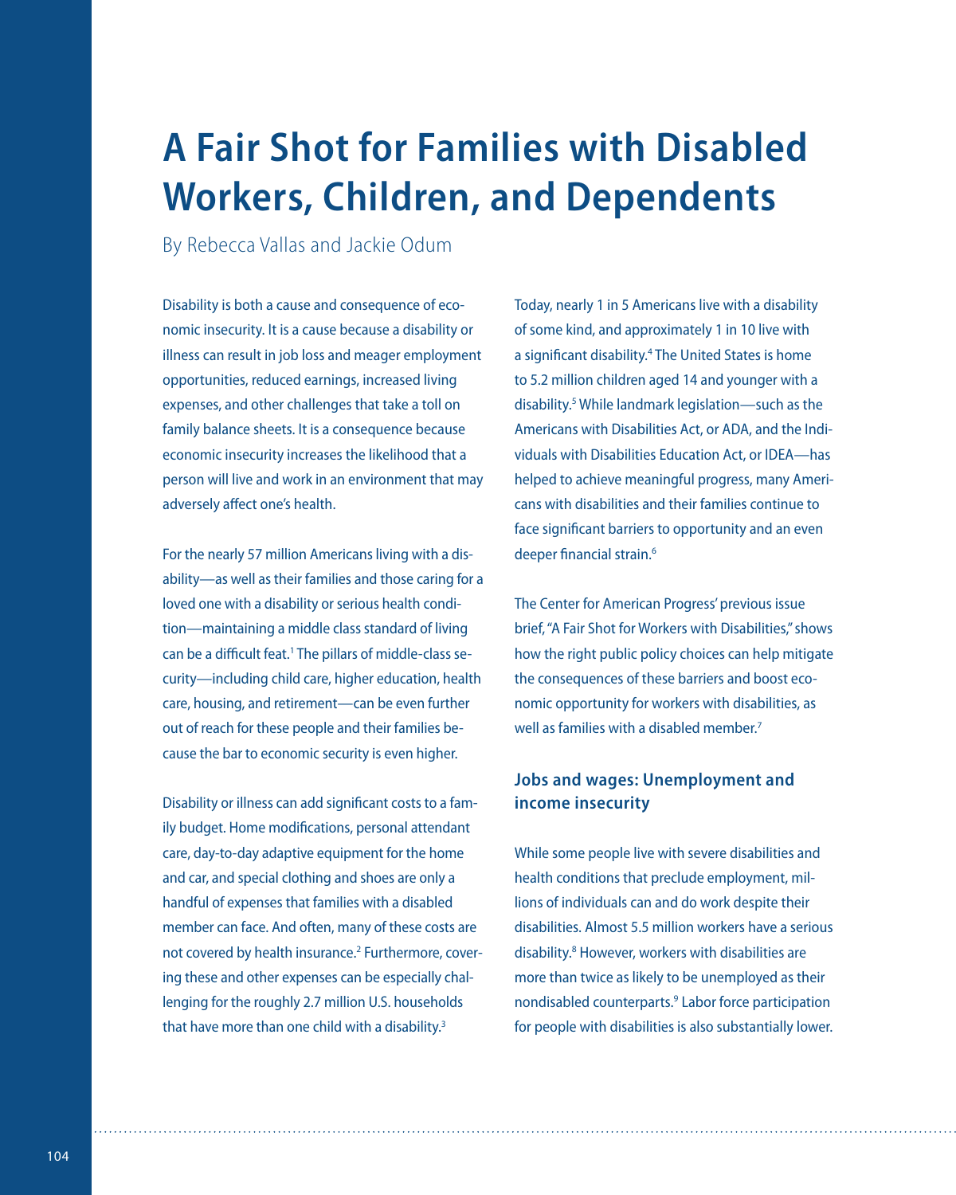# A Fair Shot for Families with Disabled Workers, Children, and Dependents

By Rebecca Vallas and Jackie Odum

Disability is both a cause and consequence of economic insecurity. It is a cause because a disability or illness can result in job loss and meager employment opportunities, reduced earnings, increased living expenses, and other challenges that take a toll on family balance sheets. It is a consequence because economic insecurity increases the likelihood that a person will live and work in an environment that may adversely affect one's health.

For the nearly 57 million Americans living with a disability—as well as their families and those caring for a loved one with a disability or serious health condition—maintaining a middle class standard of living can be a difficult feat.[1] The pillars of middle-class security—including child care, higher education, health care, housing, and retirement—can be even further out of reach for these people and their families because the bar to economic security is even higher.

Disability or illness can add significant costs to a family budget. Home modifications, personal attendant care, day-to-day adaptive equipment for the home and car, and special clothing and shoes are only a handful of expenses that families with a disabled member can face. And often, many of these costs are not covered by health insurance.[2] Furthermore, covering these and other expenses can be especially challenging for the roughly 2.7 million U.S. households that have more than one child with a disability.[3]

Today, nearly 1 in 5 Americans live with a disability of some kind, and approximately 1 in 10 live with a significant disability.[4] The United States is home to 5.2 million children aged 14 and younger with a disability.[5] While landmark legislation—such as the Americans with Disabilities Act, or ADA, and the Individuals with Disabilities Education Act, or IDEA—has helped to achieve meaningful progress, many Americans with disabilities and their families continue to face significant barriers to opportunity and an even deeper financial strain.[6]

The Center for American Progress' previous issue brief, "A Fair Shot for Workers with Disabilities," shows how the right public policy choices can help mitigate the consequences of these barriers and boost economic opportunity for workers with disabilities, as well as families with a disabled member.[7]

## Jobs and wages: Unemployment and income insecurity

While some people live with severe disabilities and health conditions that preclude employment, millions of individuals can and do work despite their disabilities. Almost 5.5 million workers have a serious disability.[8] However, workers with disabilities are more than twice as likely to be unemployed as their nondisabled counterparts.[9] Labor force participation for people with disabilities is also substantially lower.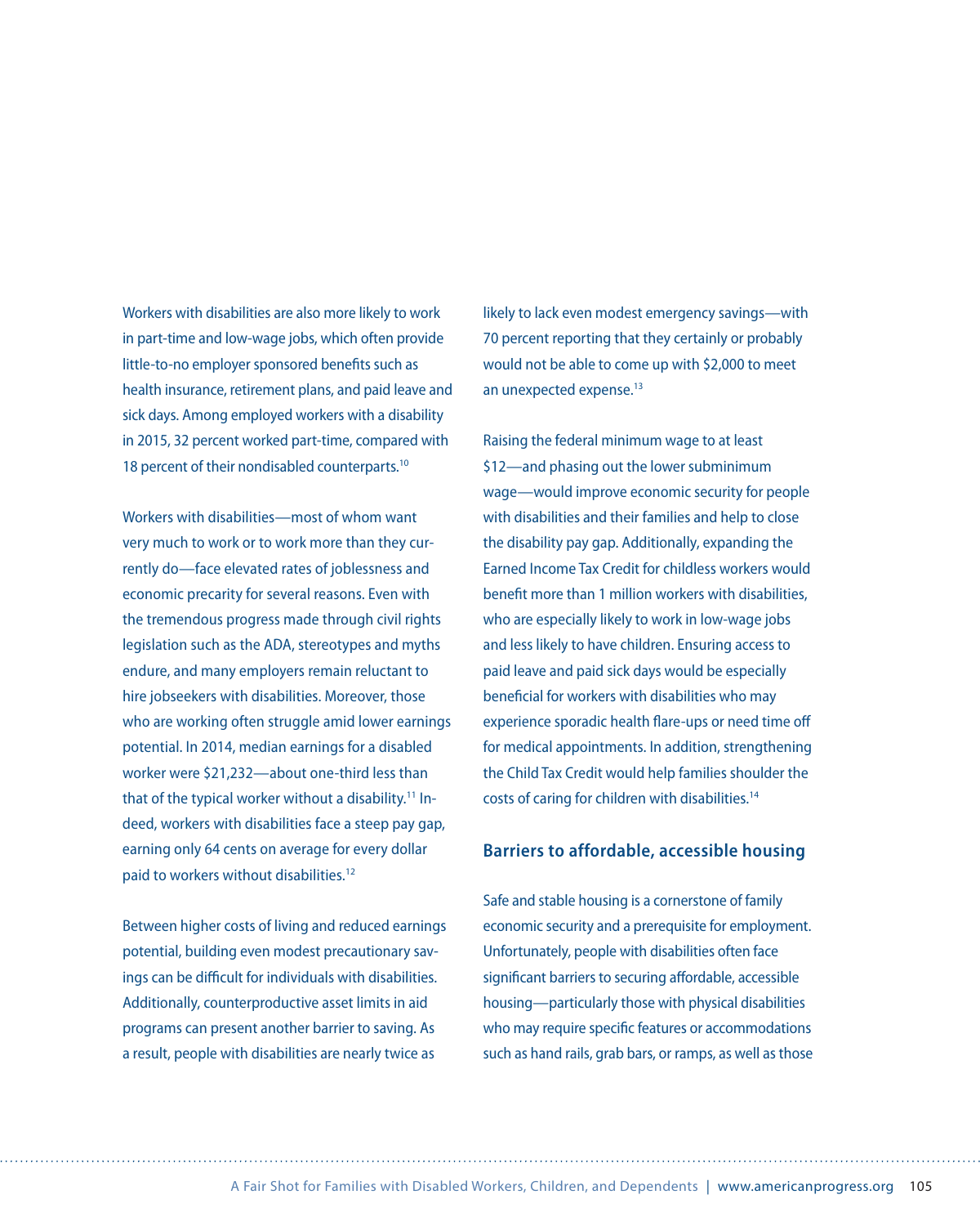Workers with disabilities are also more likely to work in part-time and low-wage jobs, which often provide little-to-no employer sponsored benefits such as health insurance, retirement plans, and paid leave and sick days. Among employed workers with a disability in 2015, 32 percent worked part-time, compared with 18 percent of their nondisabled counterparts.[10]

Workers with disabilities—most of whom want very much to work or to work more than they currently do—face elevated rates of joblessness and economic precarity for several reasons. Even with the tremendous progress made through civil rights legislation such as the ADA, stereotypes and myths endure, and many employers remain reluctant to hire jobseekers with disabilities. Moreover, those who are working often struggle amid lower earnings potential. In 2014, median earnings for a disabled worker were $21,232—about one-third less than that of the typical worker without a disability.[11] Indeed, workers with disabilities face a steep pay gap, earning only 64 cents on average for every dollar paid to workers without disabilities.[12]

Between higher costs of living and reduced earnings potential, building even modest precautionary savings can be difficult for individuals with disabilities. Additionally, counterproductive asset limits in aid programs can present another barrier to saving. As a result, people with disabilities are nearly twice as likely to lack even modest emergency savings—with 70 percent reporting that they certainly or probably would not be able to come up with $2,000 to meet an unexpected expense.[13]

Raising the federal minimum wage to at least $12—and phasing out the lower subminimum wage—would improve economic security for people with disabilities and their families and help to close the disability pay gap. Additionally, expanding the Earned Income Tax Credit for childless workers would benefit more than 1 million workers with disabilities, who are especially likely to work in low-wage jobs and less likely to have children. Ensuring access to paid leave and paid sick days would be especially beneficial for workers with disabilities who may experience sporadic health flare-ups or need time off for medical appointments. In addition, strengthening the Child Tax Credit would help families shoulder the costs of caring for children with disabilities.[14]

### Barriers to affordable, accessible housing

Safe and stable housing is a cornerstone of family economic security and a prerequisite for employment. Unfortunately, people with disabilities often face significant barriers to securing affordable, accessible housing—particularly those with physical disabilities who may require specific features or accommodations such as hand rails, grab bars, or ramps, as well as those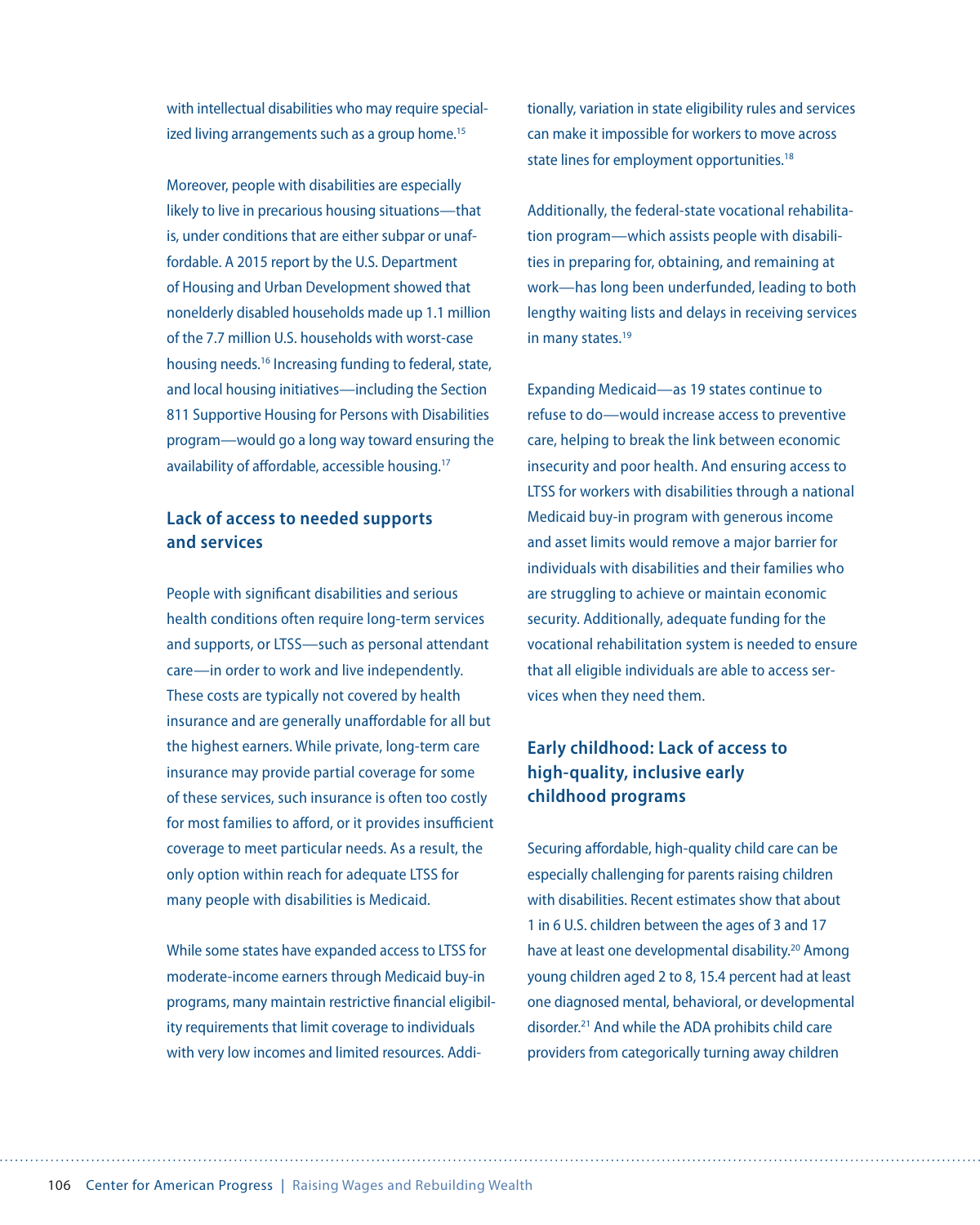with intellectual disabilities who may require specialized living arrangements such as a group home.[15]

Moreover, people with disabilities are especially likely to live in precarious housing situations—that is, under conditions that are either subpar or unaffordable. A 2015 report by the U.S. Department of Housing and Urban Development showed that nonelderly disabled households made up 1.1 million of the 7.7 million U.S. households with worst-case housing needs.[16] Increasing funding to federal, state, and local housing initiatives—including the Section 811 Supportive Housing for Persons with Disabilities program—would go a long way toward ensuring the availability of affordable, accessible housing.[17]

### Lack of access to needed supports and services

People with significant disabilities and serious health conditions often require long-term services and supports, or LTSS—such as personal attendant care—in order to work and live independently. These costs are typically not covered by health insurance and are generally unaffordable for all but the highest earners. While private, long-term care insurance may provide partial coverage for some of these services, such insurance is often too costly for most families to afford, or it provides insufficient coverage to meet particular needs. As a result, the only option within reach for adequate LTSS for many people with disabilities is Medicaid.

While some states have expanded access to LTSS for moderate-income earners through Medicaid buy-in programs, many maintain restrictive financial eligibility requirements that limit coverage to individuals with very low incomes and limited resources. Additionally, variation in state eligibility rules and services can make it impossible for workers to move across state lines for employment opportunities.[18]

Additionally, the federal-state vocational rehabilitation program—which assists people with disabilities in preparing for, obtaining, and remaining at work—has long been underfunded, leading to both lengthy waiting lists and delays in receiving services in many states.[19]

Expanding Medicaid—as 19 states continue to refuse to do—would increase access to preventive care, helping to break the link between economic insecurity and poor health. And ensuring access to LTSS for workers with disabilities through a national Medicaid buy-in program with generous income and asset limits would remove a major barrier for individuals with disabilities and their families who are struggling to achieve or maintain economic security. Additionally, adequate funding for the vocational rehabilitation system is needed to ensure that all eligible individuals are able to access services when they need them.

### Early childhood: Lack of access to high-quality, inclusive early childhood programs

Securing affordable, high-quality child care can be especially challenging for parents raising children with disabilities. Recent estimates show that about 1 in 6 U.S. children between the ages of 3 and 17 have at least one developmental disability.[20] Among young children aged 2 to 8, 15.4 percent had at least one diagnosed mental, behavioral, or developmental disorder.[21] And while the ADA prohibits child care providers from categorically turning away children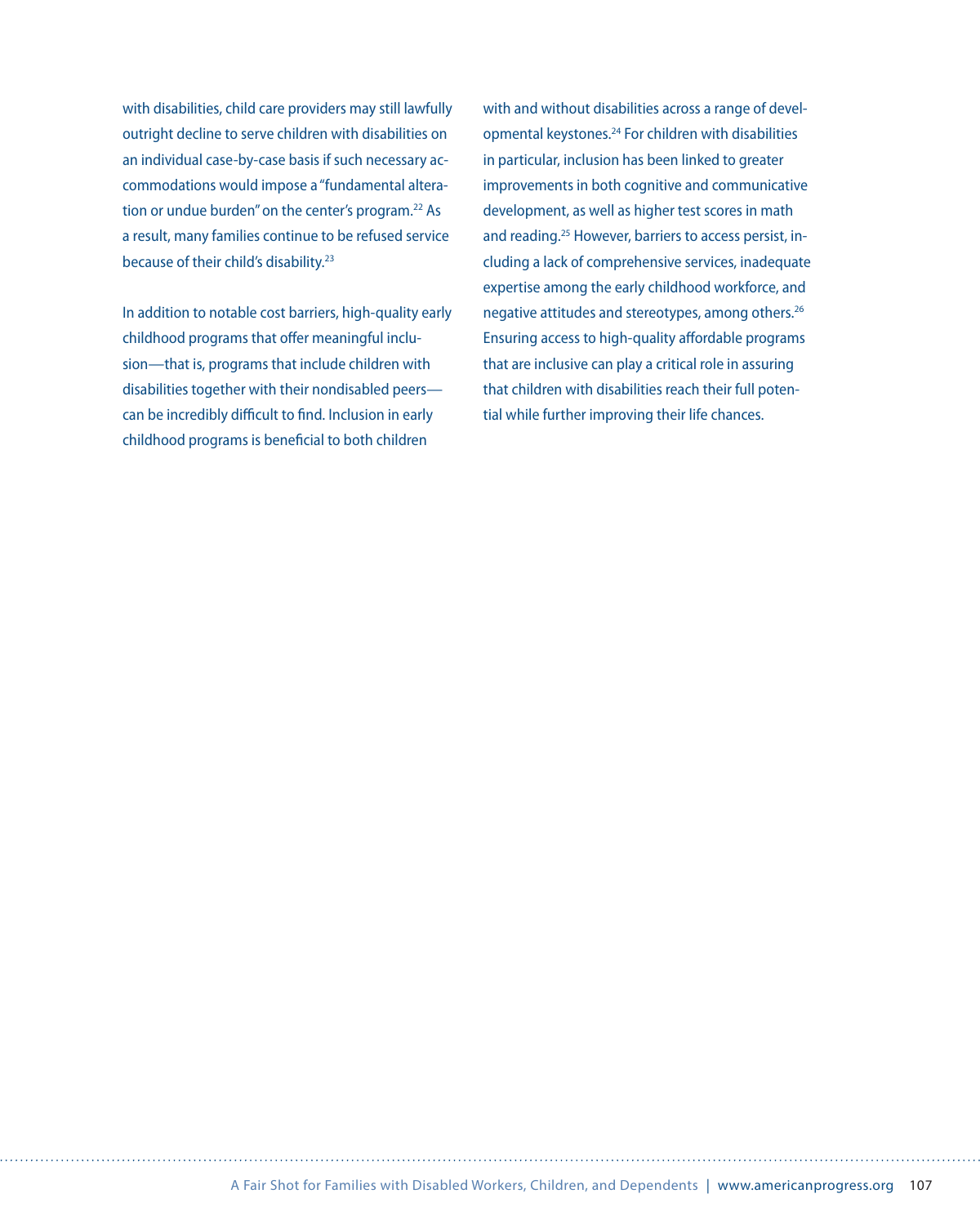with disabilities, child care providers may still lawfully outright decline to serve children with disabilities on an individual case-by-case basis if such necessary accommodations would impose a "fundamental alteration or undue burden" on the center's program.[22] As a result, many families continue to be refused service because of their child's disability.[23]

In addition to notable cost barriers, high-quality early childhood programs that offer meaningful inclusion—that is, programs that include children with disabilities together with their nondisabled peers—can be incredibly difficult to find. Inclusion in early childhood programs is beneficial to both children with and without disabilities across a range of developmental keystones.[24] For children with disabilities in particular, inclusion has been linked to greater improvements in both cognitive and communicative development, as well as higher test scores in math and reading.[25] However, barriers to access persist, including a lack of comprehensive services, inadequate expertise among the early childhood workforce, and negative attitudes and stereotypes, among others.[26] Ensuring access to high-quality affordable programs that are inclusive can play a critical role in assuring that children with disabilities reach their full potential while further improving their life chances.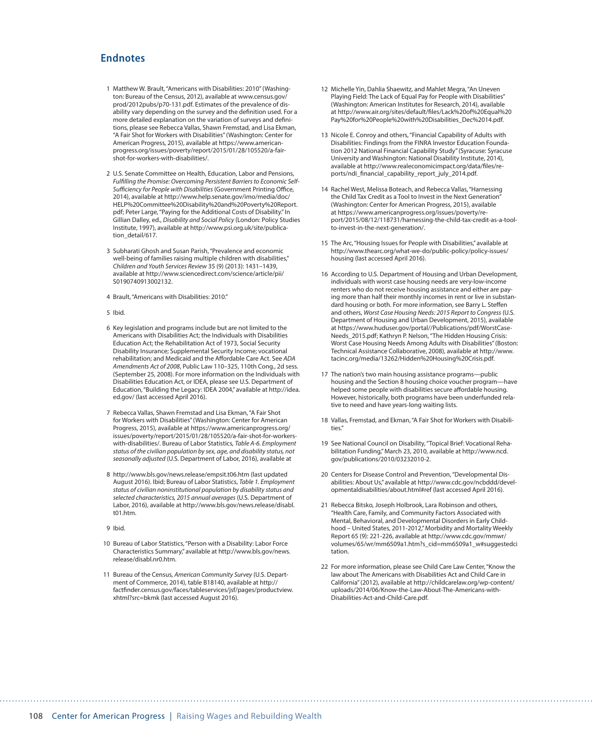## Endnotes

1 Matthew W. Brault, "Americans with Disabilities: 2010" (Washington: Bureau of the Census, 2012), available at www.census.gov/prod/2012pubs/p70-131.pdf. Estimates of the prevalence of disability vary depending on the survey and the definition used. For a more detailed explanation on the variation of surveys and definitions, please see Rebecca Vallas, Shawn Fremstad, and Lisa Ekman, "A Fair Shot for Workers with Disabilities" (Washington: Center for American Progress, 2015), available at https://www.americanprogress.org/issues/poverty/report/2015/01/28/105520/a-fair-shot-for-workers-with-disabilities/.

2 U.S. Senate Committee on Health, Education, Labor and Pensions, *Fulfilling the Promise: Overcoming Persistent Barriers to Economic Self-Sufficiency for People with Disabilities* (Government Printing Office, 2014), available at http://www.help.senate.gov/imo/media/doc/HELP%20Committee%20Disability%20and%20Poverty%20Report.pdf; Peter Large, "Paying for the Additional Costs of Disability." In Gillian Dalley, ed., *Disability and Social Policy* (London: Policy Studies Institute, 1997), available at http://www.psi.org.uk/site/publication_detail/617.

3 Subharati Ghosh and Susan Parish, "Prevalence and economic well-being of families raising multiple children with disabilities," *Children and Youth Services Review* 35 (9) (2013): 1431–1439, available at http://www.sciencedirect.com/science/article/pii/S0190740913002132.

4 Brault, "Americans with Disabilities: 2010."

5 Ibid.

6 Key legislation and programs include but are not limited to the Americans with Disabilities Act; the Individuals with Disabilities Education Act; the Rehabilitation Act of 1973, Social Security Disability Insurance; Supplemental Security Income; vocational rehabilitation; and Medicaid and the Affordable Care Act. See *ADA Amendments Act of 2008*, Public Law 110–325, 110th Cong., 2d sess. (September 25, 2008). For more information on the Individuals with Disabilities Education Act, or IDEA, please see U.S. Department of Education, "Building the Legacy: IDEA 2004," available at http://idea.ed.gov/ (last accessed April 2016).

7 Rebecca Vallas, Shawn Fremstad and Lisa Ekman, "A Fair Shot for Workers with Disabilities" (Washington: Center for American Progress, 2015), available at https://www.americanprogress.org/issues/poverty/report/2015/01/28/105520/a-fair-shot-for-workers-with-disabilities/. Bureau of Labor Statistics, *Table A-6. Employment status of the civilian population by sex, age, and disability status, not seasonally adjusted* (U.S. Department of Labor, 2016), available at

8 http://www.bls.gov/news.release/empsit.t06.htm (last updated August 2016). Ibid; Bureau of Labor Statistics, *Table 1. Employment status of civilian noninstitutional population by disability status and selected characteristics, 2015 annual averages* (U.S. Department of Labor, 2016), available at http://www.bls.gov/news.release/disabl.t01.htm.

9 Ibid.

10 Bureau of Labor Statistics, "Person with a Disability: Labor Force Characteristics Summary," available at http://www.bls.gov/news.release/disabl.nr0.htm.

11 Bureau of the Census, *American Community Survey* (U.S. Department of Commerce, 2014), table B18140, available at http://factfinder.census.gov/faces/tableservices/jsf/pages/productview.xhtml?src=bkmk (last accessed August 2016).

12 Michelle Yin, Dahlia Shaewitz, and Mahlet Megra, "An Uneven Playing Field: The Lack of Equal Pay for People with Disabilities" (Washington: American Institutes for Research, 2014), available at http://www.air.org/sites/default/files/Lack%20of%20Equal%20Pay%20for%20People%20with%20Disabilities_Dec%2014.pdf.

13 Nicole E. Conroy and others, "Financial Capability of Adults with Disabilities: Findings from the FINRA Investor Education Foundation 2012 National Financial Capability Study" (Syracuse: Syracuse University and Washington: National Disability Institute, 2014), available at http://www.realeconomicimpact.org/data/files/reports/ndi_financial_capability_report_july_2014.pdf.

14 Rachel West, Melissa Boteach, and Rebecca Vallas, "Harnessing the Child Tax Credit as a Tool to Invest in the Next Generation" (Washington: Center for American Progress, 2015), available at https://www.americanprogress.org/issues/poverty/report/2015/08/12/118731/harnessing-the-child-tax-credit-as-a-tool-to-invest-in-the-next-generation/.

15 The Arc, "Housing Issues for People with Disabilities," available at http://www.thearc.org/what-we-do/public-policy/policy-issues/housing (last accessed April 2016).

16 According to U.S. Department of Housing and Urban Development, individuals with worst case housing needs are very-low-income renters who do not receive housing assistance and either are paying more than half their monthly incomes in rent or live in substandard housing or both. For more information, see Barry L. Steffen and others, *Worst Case Housing Needs: 2015 Report to Congress* (U.S. Department of Housing and Urban Development, 2015), available at https://www.huduser.gov/portal//Publications/pdf/WorstCaseNeeds_2015.pdf; Kathryn P. Nelson, "The Hidden Housing Crisis: Worst Case Housing Needs Among Adults with Disabilities" (Boston: Technical Assistance Collaborative, 2008), available at http://www.tacinc.org/media/13262/Hidden%20Housing%20Crisis.pdf.

17 The nation's two main housing assistance programs—public housing and the Section 8 housing choice voucher program—have helped some people with disabilities secure affordable housing. However, historically, both programs have been underfunded relative to need and have years-long waiting lists.

18 Vallas, Fremstad, and Ekman, "A Fair Shot for Workers with Disabilities."

19 See National Council on Disability, "Topical Brief: Vocational Rehabilitation Funding," March 23, 2010, available at http://www.ncd.gov/publications/2010/03232010-2.

20 Centers for Disease Control and Prevention, "Developmental Disabilities: About Us," available at http://www.cdc.gov/ncbddd/developmentaldisabilities/about.html#ref (last accessed April 2016).

21 Rebecca Bitsko, Joseph Holbrook, Lara Robinson and others, "Health Care, Family, and Community Factors Associated with Mental, Behavioral, and Developmental Disorders in Early Childhood – United States, 2011-2012," Morbidity and Mortality Weekly Report 65 (9): 221-226, available at http://www.cdc.gov/mmwr/volumes/65/wr/mm6509a1.htm?s_cid=mm6509a1_w#suggestedcitation.

22 For more information, please see Child Care Law Center, "Know the law about The Americans with Disabilities Act and Child Care in California" (2012), available at http://childcarelaw.org/wp-content/uploads/2014/06/Know-the-Law-About-The-Americans-with-Disabilities-Act-and-Child-Care.pdf.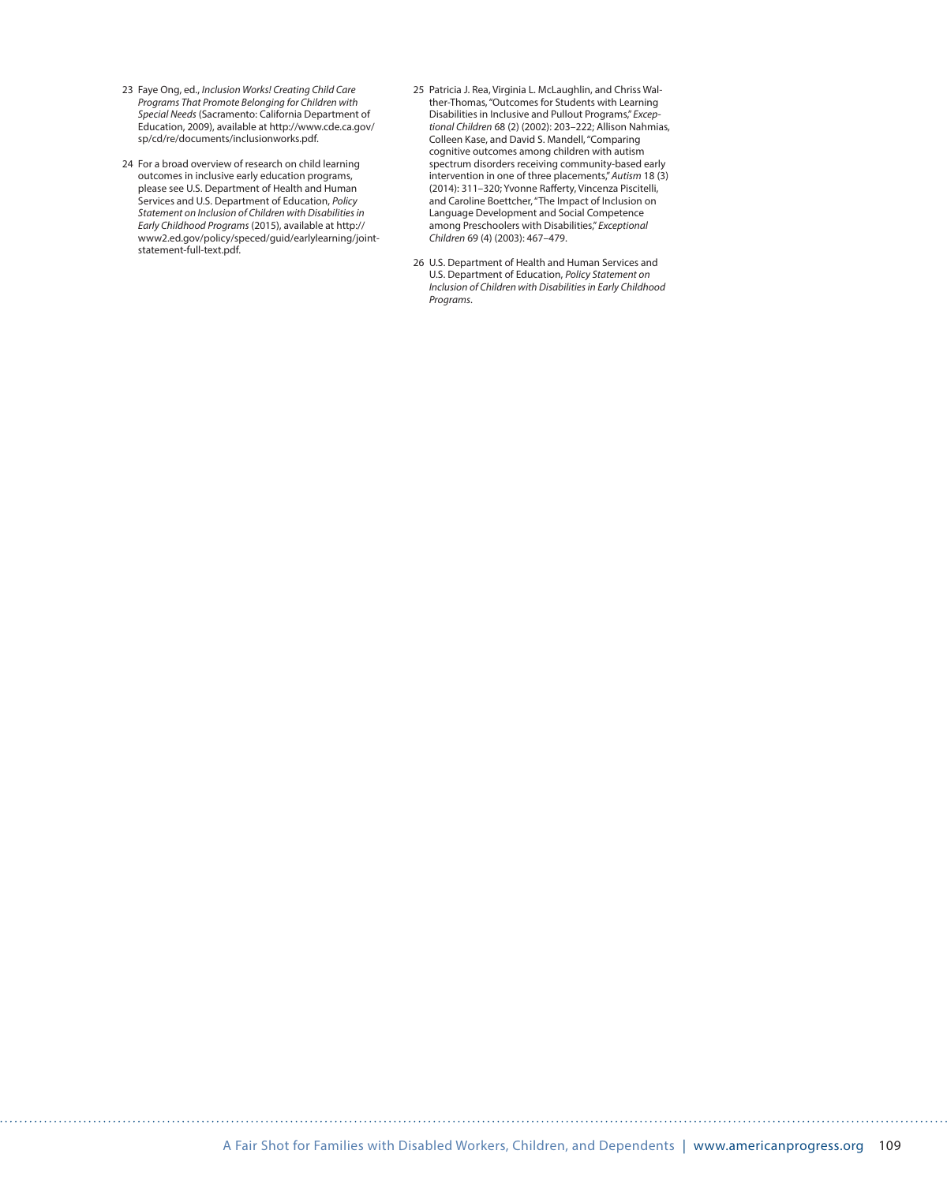23 Faye Ong, ed., *Inclusion Works! Creating Child Care Programs That Promote Belonging for Children with Special Needs* (Sacramento: California Department of Education, 2009), available at http://www.cde.ca.gov/sp/cd/re/documents/inclusionworks.pdf.

24 For a broad overview of research on child learning outcomes in inclusive early education programs, please see U.S. Department of Health and Human Services and U.S. Department of Education, *Policy Statement on Inclusion of Children with Disabilities in Early Childhood Programs* (2015), available at http://www2.ed.gov/policy/speced/guid/earlylearning/joint-statement-full-text.pdf.

25 Patricia J. Rea, Virginia L. McLaughlin, and Chriss Walther-Thomas, "Outcomes for Students with Learning Disabilities in Inclusive and Pullout Programs," *Exceptional Children* 68 (2) (2002): 203–222; Allison Nahmias, Colleen Kase, and David S. Mandell, "Comparing cognitive outcomes among children with autism spectrum disorders receiving community-based early intervention in one of three placements," *Autism* 18 (3) (2014): 311–320; Yvonne Rafferty, Vincenza Piscitelli, and Caroline Boettcher, "The Impact of Inclusion on Language Development and Social Competence among Preschoolers with Disabilities," *Exceptional Children* 69 (4) (2003): 467–479.

26 U.S. Department of Health and Human Services and U.S. Department of Education, *Policy Statement on Inclusion of Children with Disabilities in Early Childhood Programs*.